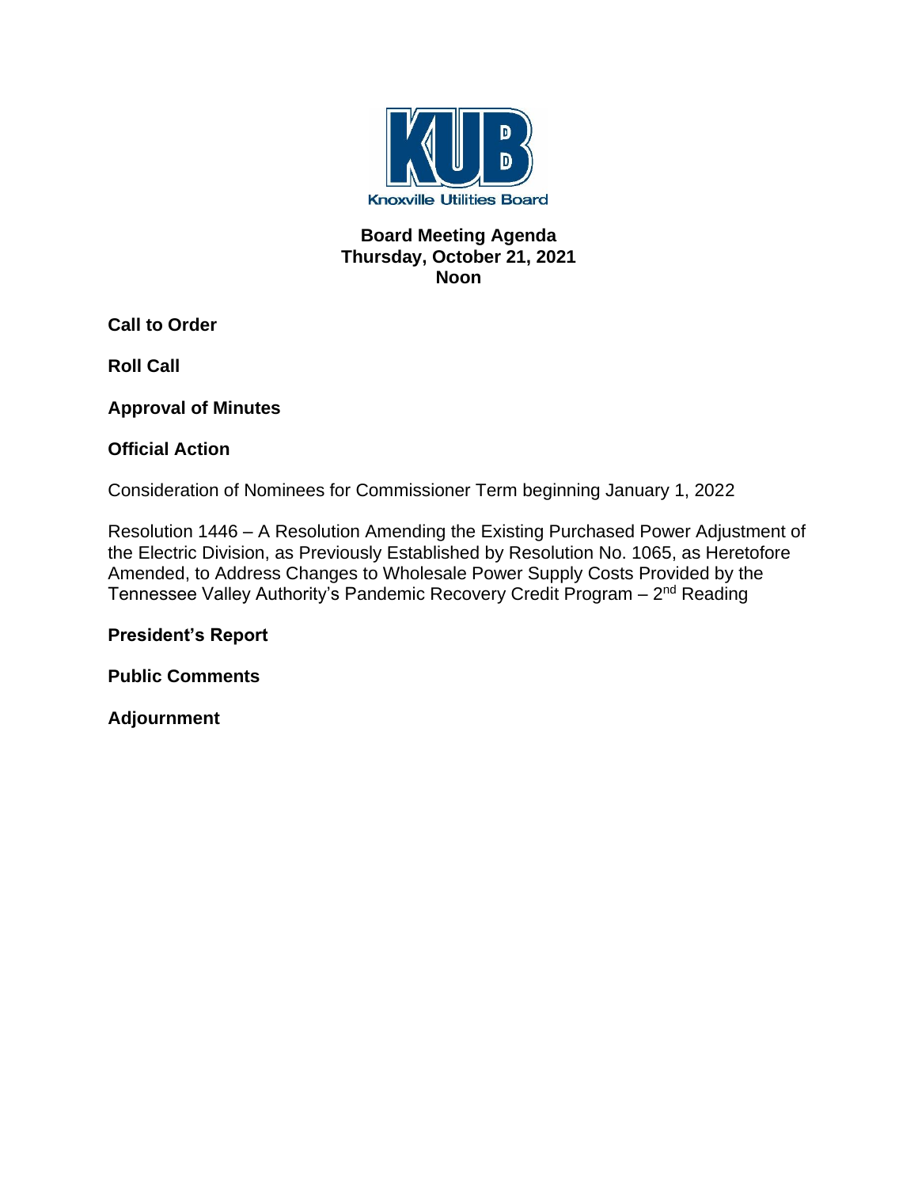KUB

Knoxville Utilities Board

**Board Meeting Agenda**
**Thursday, October 21, 2021**
**Noon**

**Call to Order**

**Roll Call**

**Approval of Minutes**

**Official Action**

Consideration of Nominees for Commissioner Term beginning January 1, 2022

Resolution 1446 – A Resolution Amending the Existing Purchased Power Adjustment of the Electric Division, as Previously Established by Resolution No. 1065, as Heretofore Amended, to Address Changes to Wholesale Power Supply Costs Provided by the Tennessee Valley Authority's Pandemic Recovery Credit Program – 2nd Reading

**President's Report**

**Public Comments**

**Adjournment**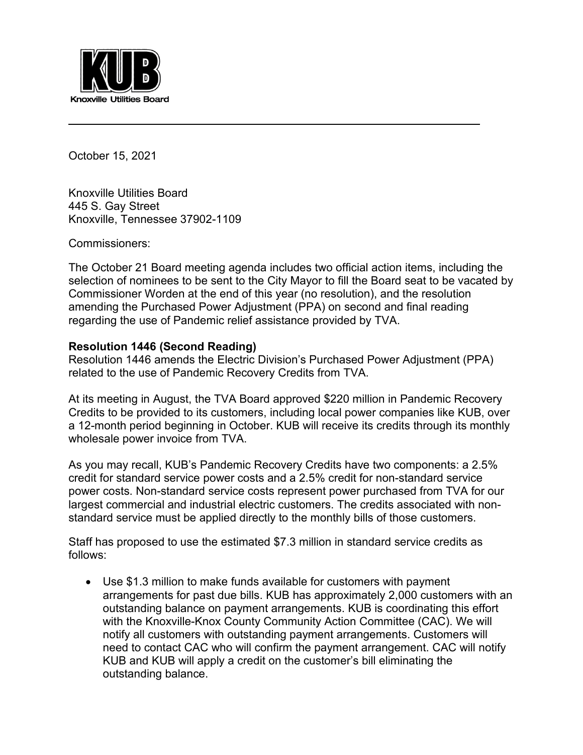October 15, 2021

Knoxville Utilities Board
445 S. Gay Street
Knoxville, Tennessee 37902-1109

Commissioners:

The October 21 Board meeting agenda includes two official action items, including the selection of nominees to be sent to the City Mayor to fill the Board seat to be vacated by Commissioner Worden at the end of this year (no resolution), and the resolution amending the Purchased Power Adjustment (PPA) on second and final reading regarding the use of Pandemic relief assistance provided by TVA.

**Resolution 1446 (Second Reading)**
Resolution 1446 amends the Electric Division's Purchased Power Adjustment (PPA) related to the use of Pandemic Recovery Credits from TVA.

At its meeting in August, the TVA Board approved $220 million in Pandemic Recovery Credits to be provided to its customers, including local power companies like KUB, over a 12-month period beginning in October. KUB will receive its credits through its monthly wholesale power invoice from TVA.

As you may recall, KUB's Pandemic Recovery Credits have two components: a 2.5% credit for standard service power costs and a 2.5% credit for non-standard service power costs. Non-standard service costs represent power purchased from TVA for our largest commercial and industrial electric customers. The credits associated with non-standard service must be applied directly to the monthly bills of those customers.

Staff has proposed to use the estimated $7.3 million in standard service credits as follows:

- Use $1.3 million to make funds available for customers with payment arrangements for past due bills. KUB has approximately 2,000 customers with an outstanding balance on payment arrangements. KUB is coordinating this effort with the Knoxville-Knox County Community Action Committee (CAC). We will notify all customers with outstanding payment arrangements. Customers will need to contact CAC who will confirm the payment arrangement. CAC will notify KUB and KUB will apply a credit on the customer's bill eliminating the outstanding balance.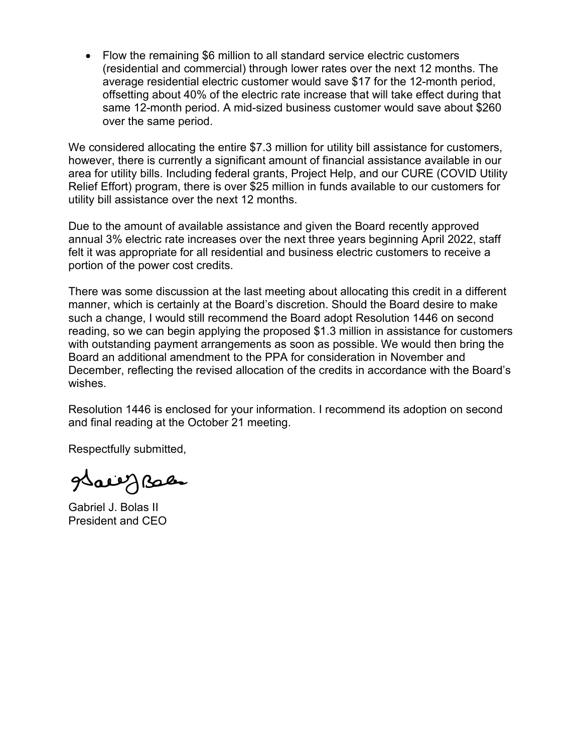- Flow the remaining $6 million to all standard service electric customers (residential and commercial) through lower rates over the next 12 months. The average residential electric customer would save $17 for the 12-month period, offsetting about 40% of the electric rate increase that will take effect during that same 12-month period. A mid-sized business customer would save about $260 over the same period.

We considered allocating the entire $7.3 million for utility bill assistance for customers, however, there is currently a significant amount of financial assistance available in our area for utility bills. Including federal grants, Project Help, and our CURE (COVID Utility Relief Effort) program, there is over $25 million in funds available to our customers for utility bill assistance over the next 12 months.

Due to the amount of available assistance and given the Board recently approved annual 3% electric rate increases over the next three years beginning April 2022, staff felt it was appropriate for all residential and business electric customers to receive a portion of the power cost credits.

There was some discussion at the last meeting about allocating this credit in a different manner, which is certainly at the Board's discretion. Should the Board desire to make such a change, I would still recommend the Board adopt Resolution 1446 on second reading, so we can begin applying the proposed $1.3 million in assistance for customers with outstanding payment arrangements as soon as possible. We would then bring the Board an additional amendment to the PPA for consideration in November and December, reflecting the revised allocation of the credits in accordance with the Board's wishes.

Resolution 1446 is enclosed for your information. I recommend its adoption on second and final reading at the October 21 meeting.

Respectfully submitted,

Gabriel J. Bolas II
President and CEO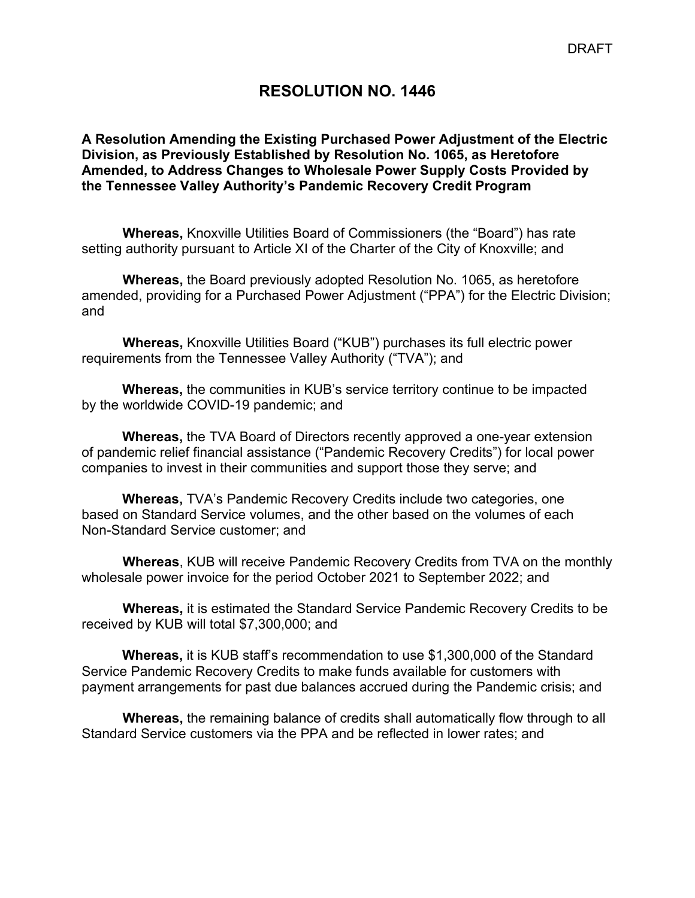DRAFT

# RESOLUTION NO. 1446

**A Resolution Amending the Existing Purchased Power Adjustment of the Electric Division, as Previously Established by Resolution No. 1065, as Heretofore Amended, to Address Changes to Wholesale Power Supply Costs Provided by the Tennessee Valley Authority's Pandemic Recovery Credit Program**

**Whereas,** Knoxville Utilities Board of Commissioners (the "Board") has rate setting authority pursuant to Article XI of the Charter of the City of Knoxville; and

**Whereas,** the Board previously adopted Resolution No. 1065, as heretofore amended, providing for a Purchased Power Adjustment ("PPA") for the Electric Division; and

**Whereas,** Knoxville Utilities Board ("KUB") purchases its full electric power requirements from the Tennessee Valley Authority ("TVA"); and

**Whereas,** the communities in KUB's service territory continue to be impacted by the worldwide COVID-19 pandemic; and

**Whereas,** the TVA Board of Directors recently approved a one-year extension of pandemic relief financial assistance ("Pandemic Recovery Credits") for local power companies to invest in their communities and support those they serve; and

**Whereas,** TVA's Pandemic Recovery Credits include two categories, one based on Standard Service volumes, and the other based on the volumes of each Non-Standard Service customer; and

**Whereas**, KUB will receive Pandemic Recovery Credits from TVA on the monthly wholesale power invoice for the period October 2021 to September 2022; and

**Whereas,** it is estimated the Standard Service Pandemic Recovery Credits to be received by KUB will total $7,300,000; and

**Whereas,** it is KUB staff's recommendation to use $1,300,000 of the Standard Service Pandemic Recovery Credits to make funds available for customers with payment arrangements for past due balances accrued during the Pandemic crisis; and

**Whereas,** the remaining balance of credits shall automatically flow through to all Standard Service customers via the PPA and be reflected in lower rates; and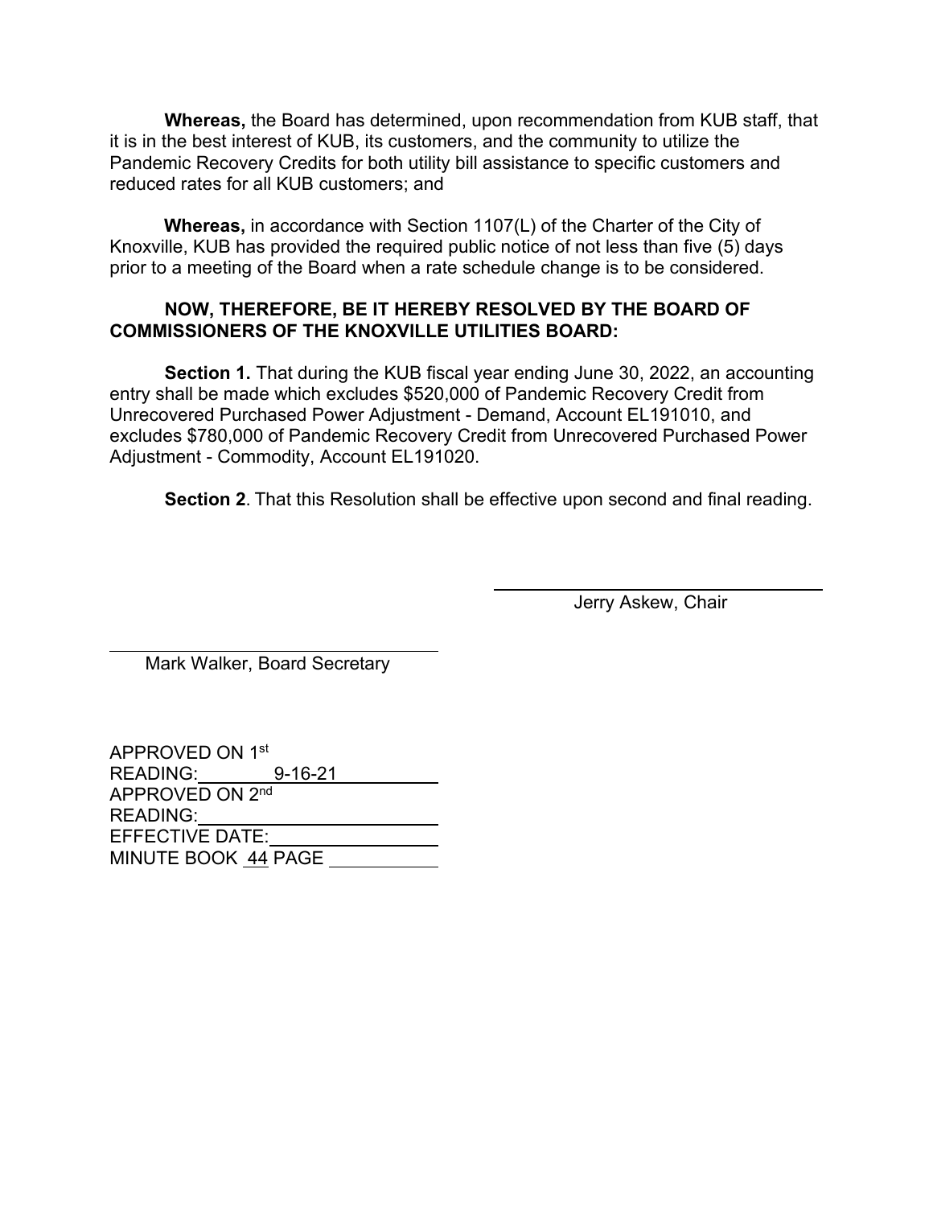**Whereas,** the Board has determined, upon recommendation from KUB staff, that it is in the best interest of KUB, its customers, and the community to utilize the Pandemic Recovery Credits for both utility bill assistance to specific customers and reduced rates for all KUB customers; and

**Whereas,** in accordance with Section 1107(L) of the Charter of the City of Knoxville, KUB has provided the required public notice of not less than five (5) days prior to a meeting of the Board when a rate schedule change is to be considered.

**NOW, THEREFORE, BE IT HEREBY RESOLVED BY THE BOARD OF COMMISSIONERS OF THE KNOXVILLE UTILITIES BOARD:**

**Section 1.** That during the KUB fiscal year ending June 30, 2022, an accounting entry shall be made which excludes $520,000 of Pandemic Recovery Credit from Unrecovered Purchased Power Adjustment - Demand, Account EL191010, and excludes $780,000 of Pandemic Recovery Credit from Unrecovered Purchased Power Adjustment - Commodity, Account EL191020.

**Section 2**. That this Resolution shall be effective upon second and final reading.

\_\_\_\_\_\_\_\_\_\_\_\_\_\_\_\_\_\_\_\_\_\_\_\_\_\_\_\_\_\_
Jerry Askew, Chair

\_\_\_\_\_\_\_\_\_\_\_\_\_\_\_\_\_\_\_\_\_\_\_\_\_\_\_\_\_\_
Mark Walker, Board Secretary

APPROVED ON 1st READING: 9-16-21
APPROVED ON 2nd READING: \_\_\_\_\_\_\_\_\_\_
EFFECTIVE DATE: \_\_\_\_\_\_\_\_\_\_
MINUTE BOOK 44 PAGE \_\_\_\_\_\_\_\_\_\_